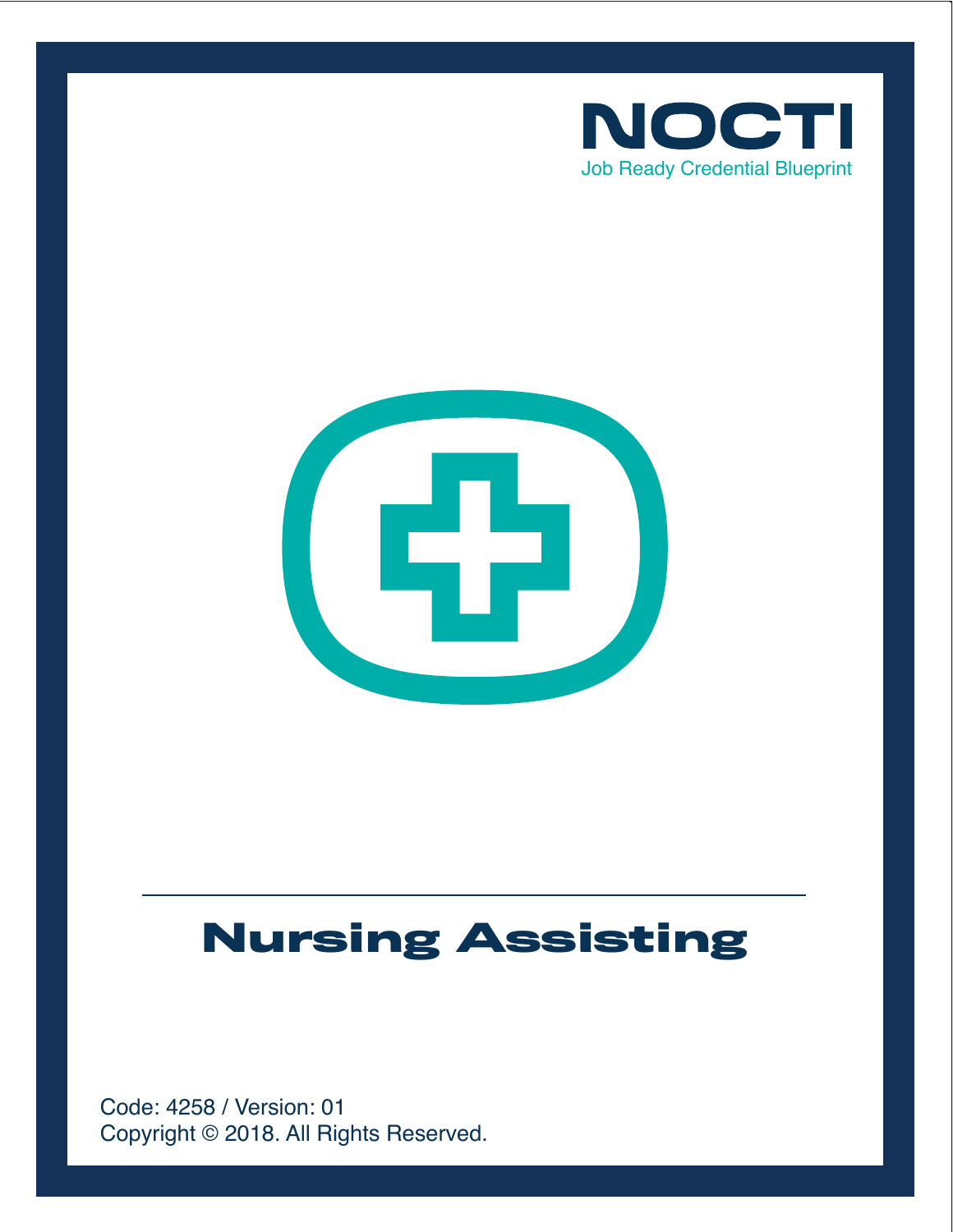NOCTI

Job Ready Credential Blueprint

# Nursing Assisting

Code: 4258 / Version: 01

Copyright © 2018. All Rights Reserved.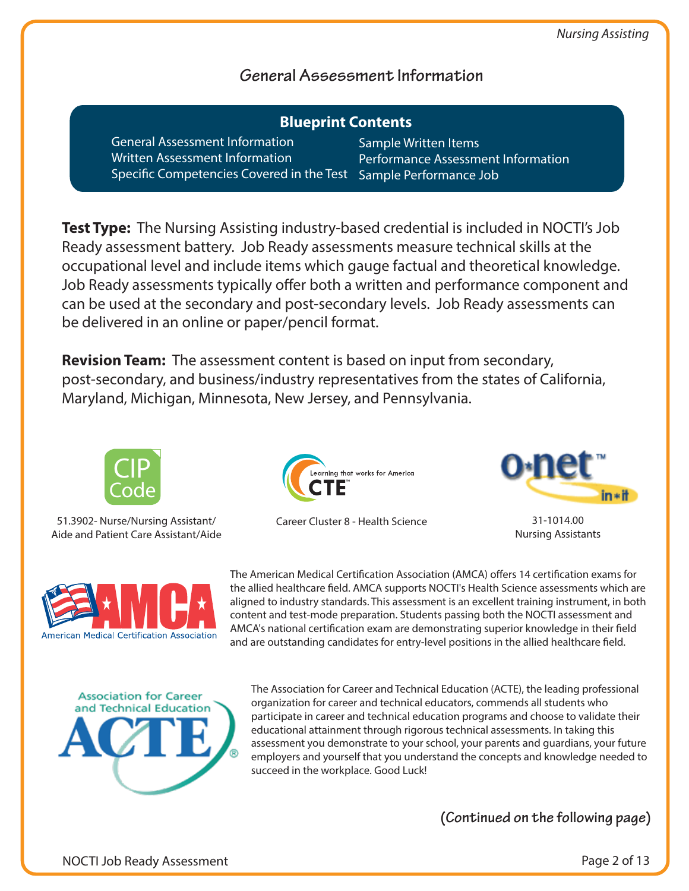## General Assessment Information

**Blueprint Contents**

- General Assessment Information
- Written Assessment Information
- Specific Competencies Covered in the Test
- Sample Written Items
- Performance Assessment Information
- Sample Performance Job

**Test Type:** The Nursing Assisting industry-based credential is included in NOCTI's Job Ready assessment battery. Job Ready assessments measure technical skills at the occupational level and include items which gauge factual and theoretical knowledge. Job Ready assessments typically offer both a written and performance component and can be used at the secondary and post-secondary levels. Job Ready assessments can be delivered in an online or paper/pencil format.

**Revision Team:** The assessment content is based on input from secondary, post-secondary, and business/industry representatives from the states of California, Maryland, Michigan, Minnesota, New Jersey, and Pennsylvania.

CIP Code
51.3902- Nurse/Nursing Assistant/ Aide and Patient Care Assistant/Aide

CTE – Learning that works for America
Career Cluster 8 - Health Science

O*NET
31-1014.00 Nursing Assistants

AMCA – American Medical Certification Association

The American Medical Certification Association (AMCA) offers 14 certification exams for the allied healthcare field. AMCA supports NOCTI's Health Science assessments which are aligned to industry standards. This assessment is an excellent training instrument, in both content and test-mode preparation. Students passing both the NOCTI assessment and AMCA's national certification exam are demonstrating superior knowledge in their field and are outstanding candidates for entry-level positions in the allied healthcare field.

ACTE – Association for Career and Technical Education

The Association for Career and Technical Education (ACTE), the leading professional organization for career and technical educators, commends all students who participate in career and technical education programs and choose to validate their educational attainment through rigorous technical assessments. In taking this assessment you demonstrate to your school, your parents and guardians, your future employers and yourself that you understand the concepts and knowledge needed to succeed in the workplace. Good Luck!

**(Continued on the following page)**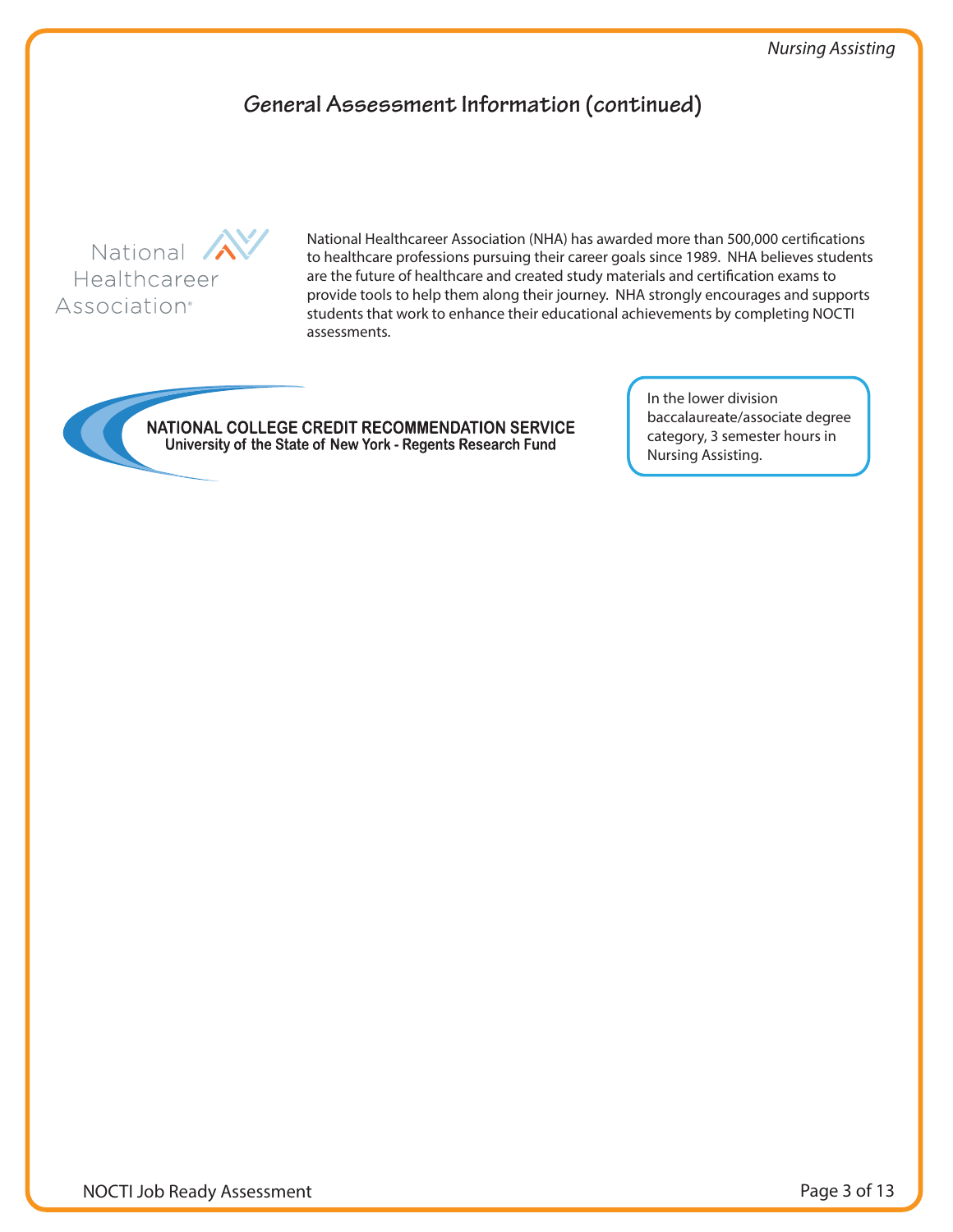## General Assessment Information (continued)

National Healthcareer Association

National Healthcareer Association (NHA) has awarded more than 500,000 certifications to healthcare professions pursuing their career goals since 1989. NHA believes students are the future of healthcare and created study materials and certification exams to provide tools to help them along their journey. NHA strongly encourages and supports students that work to enhance their educational achievements by completing NOCTI assessments.

**NATIONAL COLLEGE CREDIT RECOMMENDATION SERVICE**
**University of the State of New York - Regents Research Fund**

In the lower division baccalaureate/associate degree category, 3 semester hours in Nursing Assisting.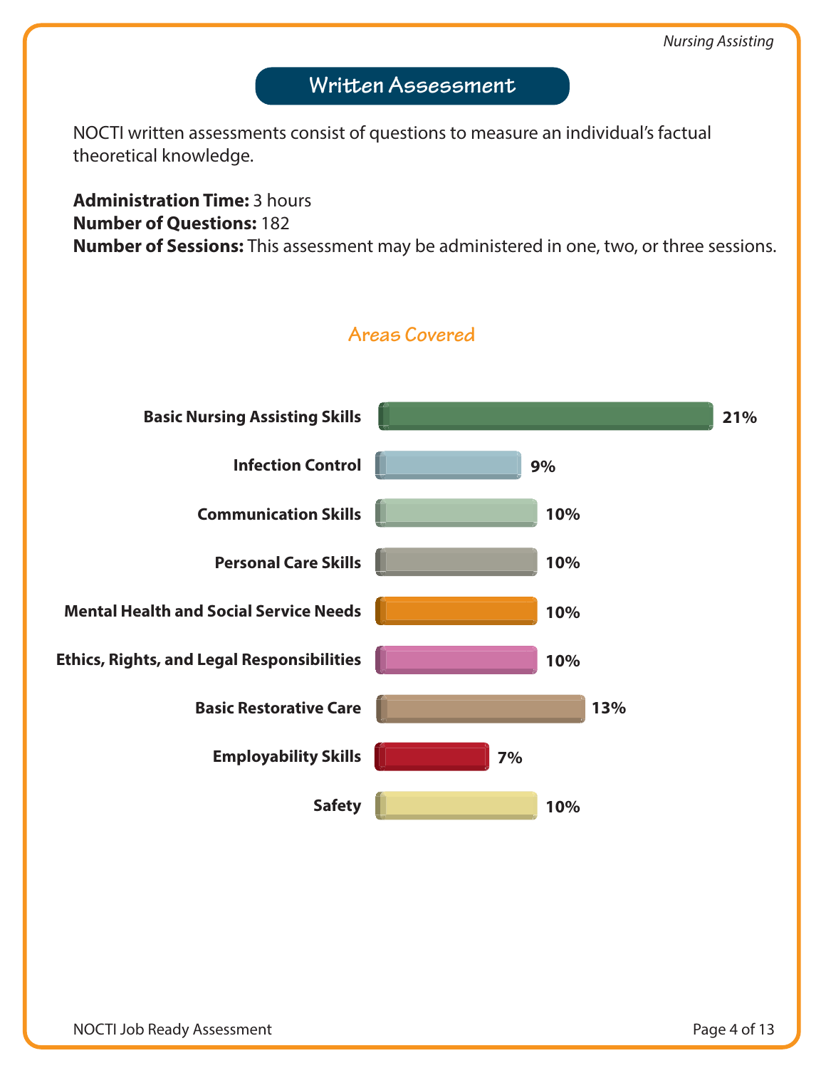## Written Assessment

NOCTI written assessments consist of questions to measure an individual's factual theoretical knowledge.

**Administration Time:** 3 hours
**Number of Questions:** 182
**Number of Sessions:** This assessment may be administered in one, two, or three sessions.

### Areas Covered

| Area | Percentage |
| --- | --- |
| Basic Nursing Assisting Skills | 21% |
| Infection Control | 9% |
| Communication Skills | 10% |
| Personal Care Skills | 10% |
| Mental Health and Social Service Needs | 10% |
| Ethics, Rights, and Legal Responsibilities | 10% |
| Basic Restorative Care | 13% |
| Employability Skills | 7% |
| Safety | 10% |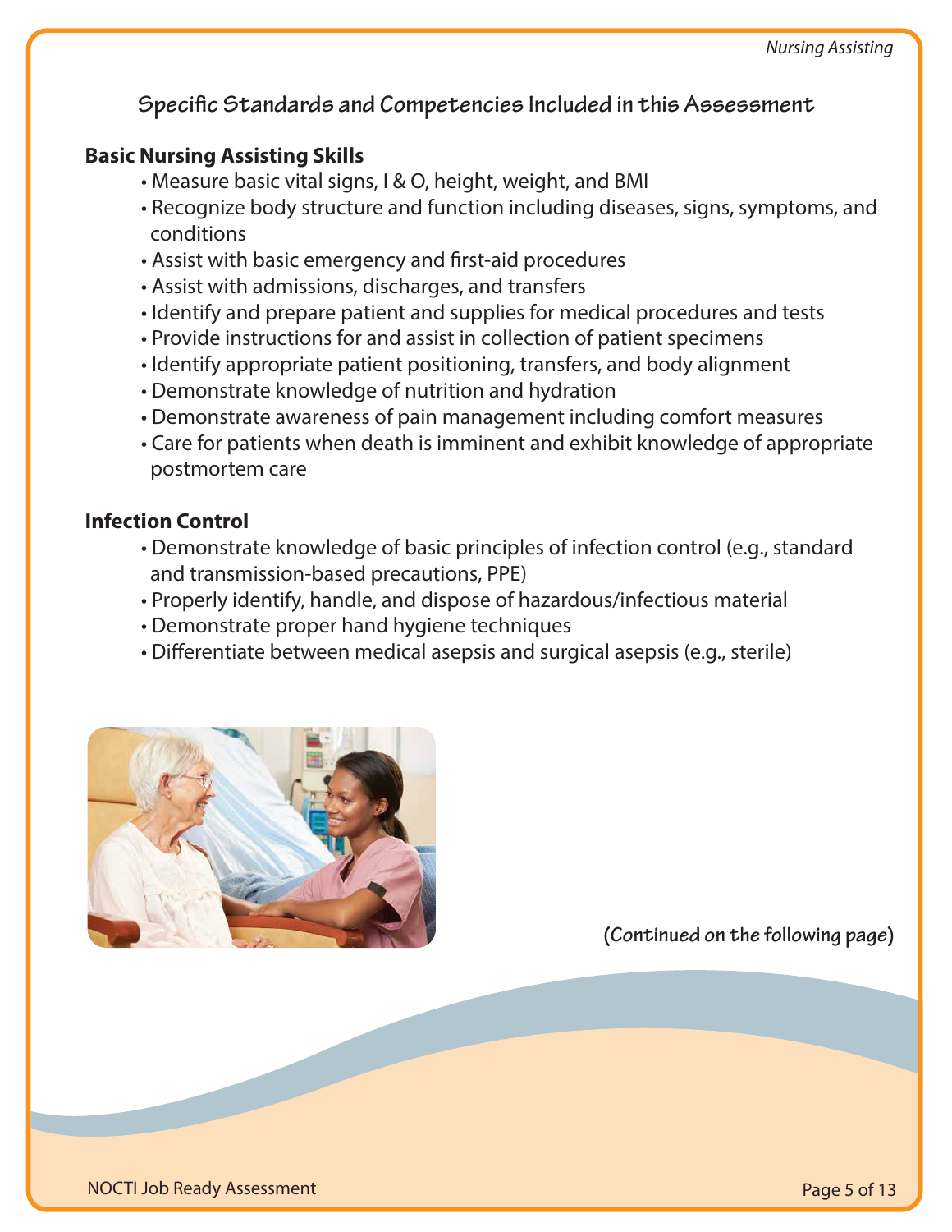## Specific Standards and Competencies Included in this Assessment

### Basic Nursing Assisting Skills

- Measure basic vital signs, I & O, height, weight, and BMI
- Recognize body structure and function including diseases, signs, symptoms, and conditions
- Assist with basic emergency and first-aid procedures
- Assist with admissions, discharges, and transfers
- Identify and prepare patient and supplies for medical procedures and tests
- Provide instructions for and assist in collection of patient specimens
- Identify appropriate patient positioning, transfers, and body alignment
- Demonstrate knowledge of nutrition and hydration
- Demonstrate awareness of pain management including comfort measures
- Care for patients when death is imminent and exhibit knowledge of appropriate postmortem care

### Infection Control

- Demonstrate knowledge of basic principles of infection control (e.g., standard and transmission-based precautions, PPE)
- Properly identify, handle, and dispose of hazardous/infectious material
- Demonstrate proper hand hygiene techniques
- Differentiate between medical asepsis and surgical asepsis (e.g., sterile)

**(Continued on the following page)**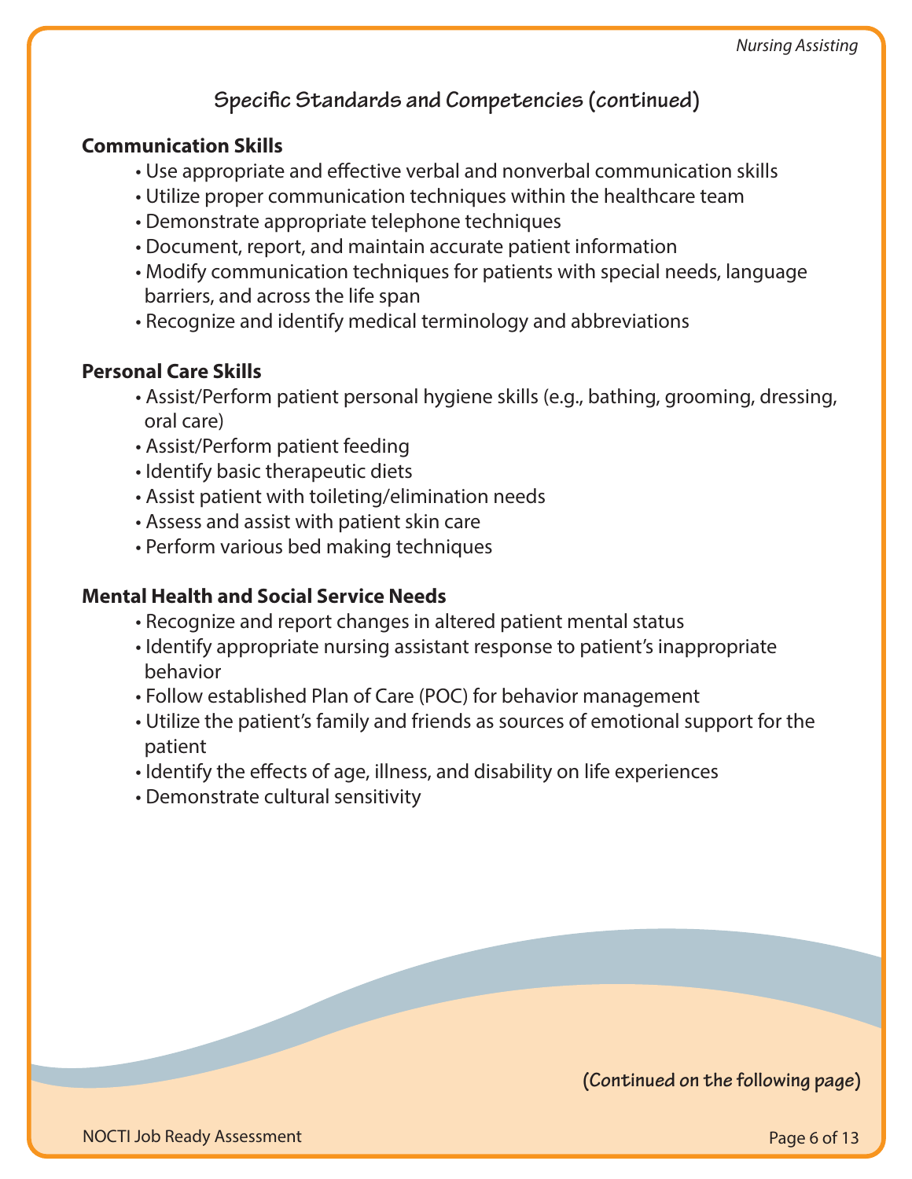## Specific Standards and Competencies (continued)

### Communication Skills

- Use appropriate and effective verbal and nonverbal communication skills
- Utilize proper communication techniques within the healthcare team
- Demonstrate appropriate telephone techniques
- Document, report, and maintain accurate patient information
- Modify communication techniques for patients with special needs, language barriers, and across the life span
- Recognize and identify medical terminology and abbreviations

### Personal Care Skills

- Assist/Perform patient personal hygiene skills (e.g., bathing, grooming, dressing, oral care)
- Assist/Perform patient feeding
- Identify basic therapeutic diets
- Assist patient with toileting/elimination needs
- Assess and assist with patient skin care
- Perform various bed making techniques

### Mental Health and Social Service Needs

- Recognize and report changes in altered patient mental status
- Identify appropriate nursing assistant response to patient's inappropriate behavior
- Follow established Plan of Care (POC) for behavior management
- Utilize the patient's family and friends as sources of emotional support for the patient
- Identify the effects of age, illness, and disability on life experiences
- Demonstrate cultural sensitivity

**(Continued on the following page)**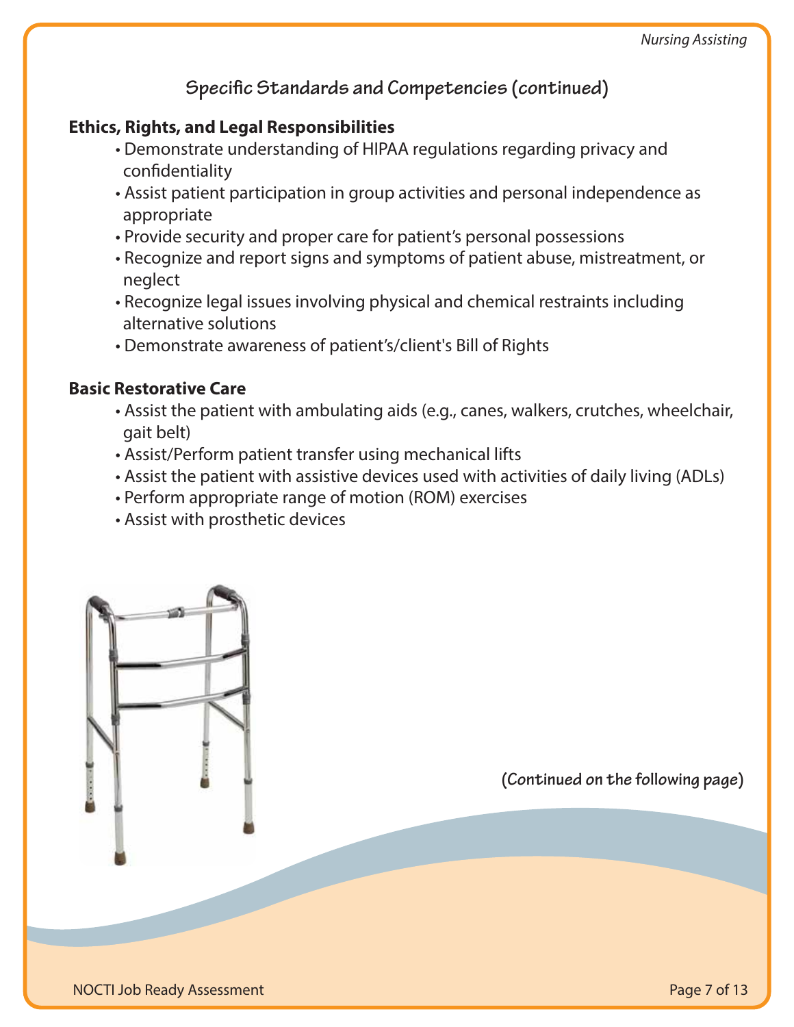## Specific Standards and Competencies (continued)

### Ethics, Rights, and Legal Responsibilities

- Demonstrate understanding of HIPAA regulations regarding privacy and confidentiality
- Assist patient participation in group activities and personal independence as appropriate
- Provide security and proper care for patient's personal possessions
- Recognize and report signs and symptoms of patient abuse, mistreatment, or neglect
- Recognize legal issues involving physical and chemical restraints including alternative solutions
- Demonstrate awareness of patient's/client's Bill of Rights

### Basic Restorative Care

- Assist the patient with ambulating aids (e.g., canes, walkers, crutches, wheelchair, gait belt)
- Assist/Perform patient transfer using mechanical lifts
- Assist the patient with assistive devices used with activities of daily living (ADLs)
- Perform appropriate range of motion (ROM) exercises
- Assist with prosthetic devices

**(Continued on the following page)**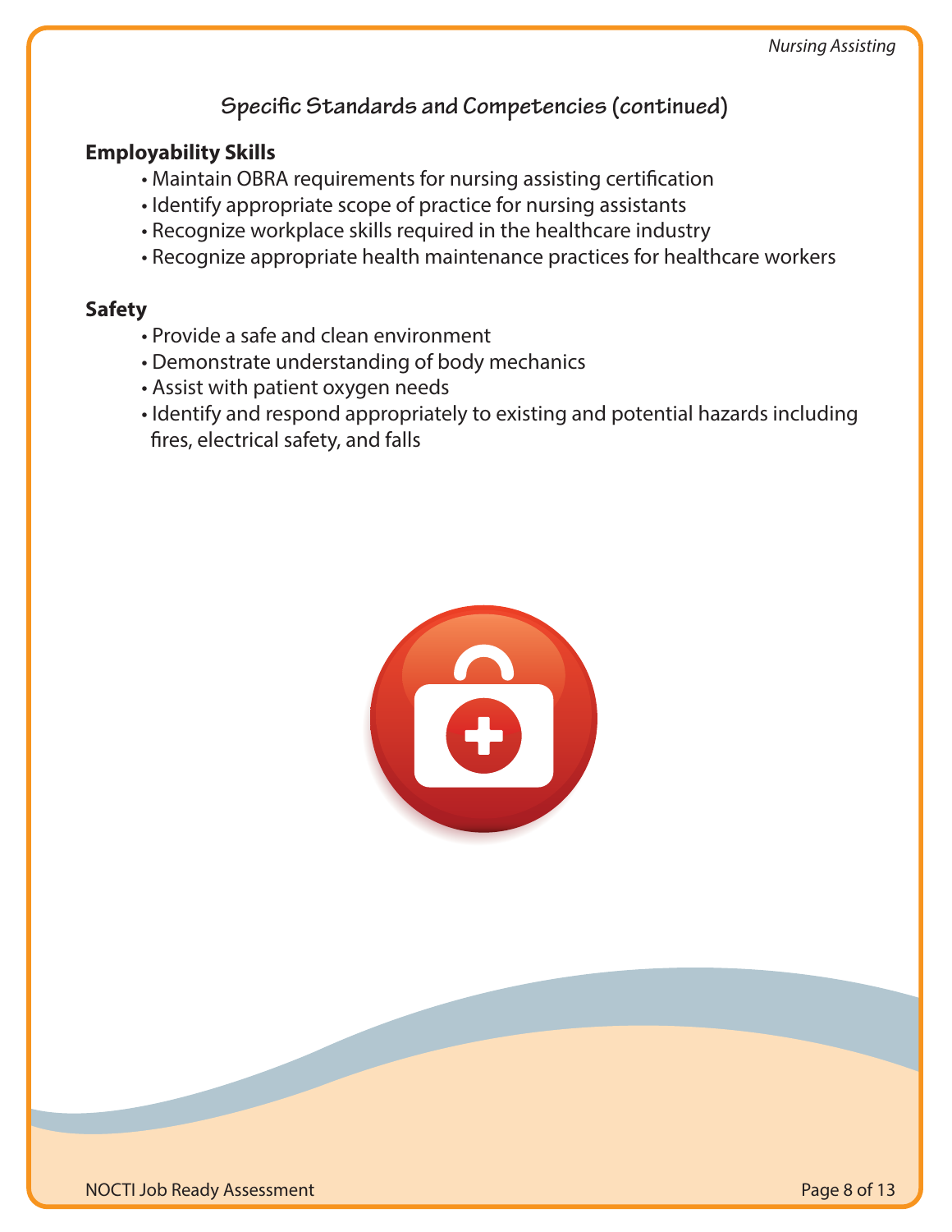## Specific Standards and Competencies (continued)

### Employability Skills

- Maintain OBRA requirements for nursing assisting certification
- Identify appropriate scope of practice for nursing assistants
- Recognize workplace skills required in the healthcare industry
- Recognize appropriate health maintenance practices for healthcare workers

### Safety

- Provide a safe and clean environment
- Demonstrate understanding of body mechanics
- Assist with patient oxygen needs
- Identify and respond appropriately to existing and potential hazards including fires, electrical safety, and falls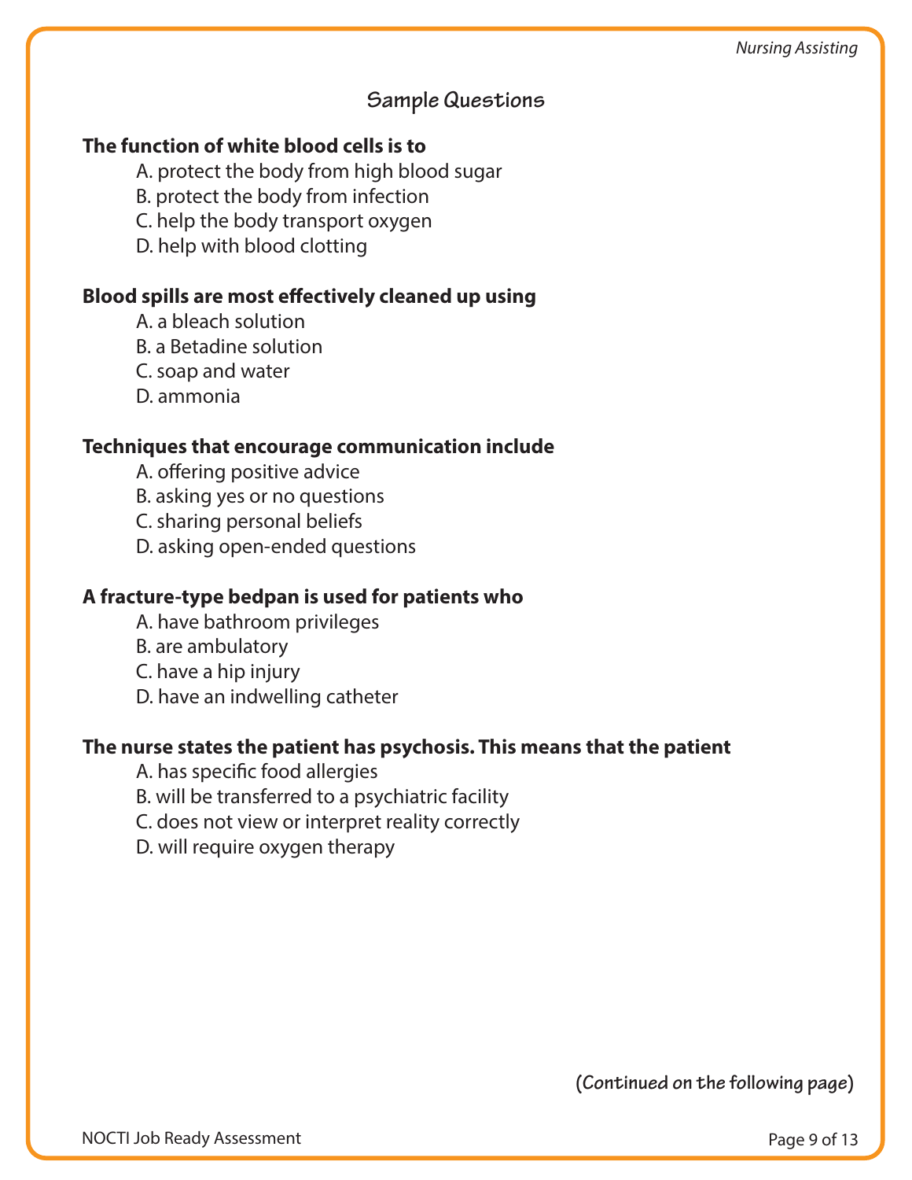## Sample Questions

**The function of white blood cells is to**

A. protect the body from high blood sugar
B. protect the body from infection
C. help the body transport oxygen
D. help with blood clotting

**Blood spills are most effectively cleaned up using**

A. a bleach solution
B. a Betadine solution
C. soap and water
D. ammonia

**Techniques that encourage communication include**

A. offering positive advice
B. asking yes or no questions
C. sharing personal beliefs
D. asking open-ended questions

**A fracture-type bedpan is used for patients who**

A. have bathroom privileges
B. are ambulatory
C. have a hip injury
D. have an indwelling catheter

**The nurse states the patient has psychosis. This means that the patient**

A. has specific food allergies
B. will be transferred to a psychiatric facility
C. does not view or interpret reality correctly
D. will require oxygen therapy

**(Continued on the following page)**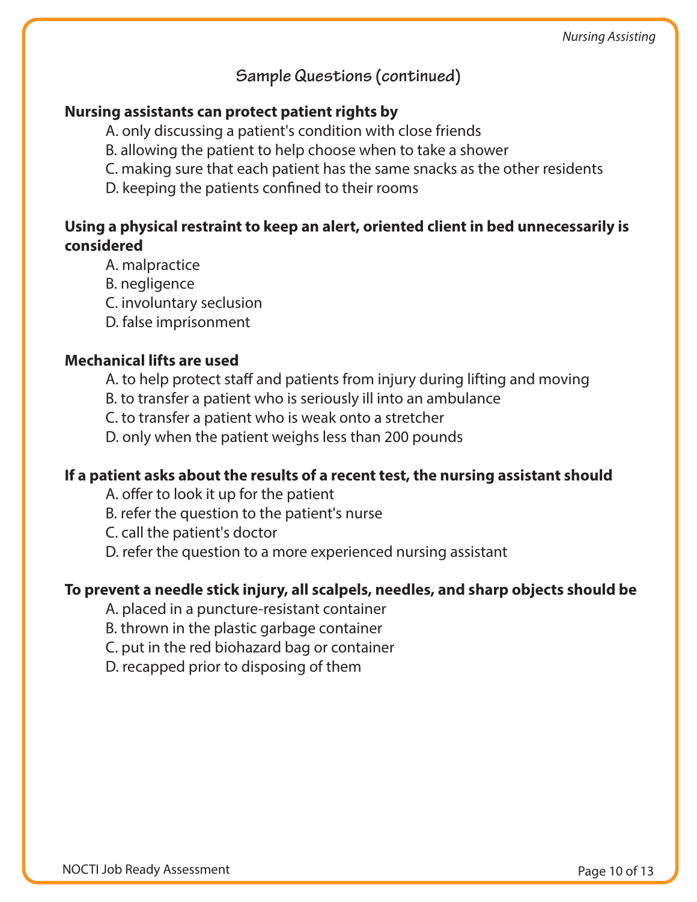## Sample Questions (continued)

**Nursing assistants can protect patient rights by**

A. only discussing a patient's condition with close friends
B. allowing the patient to help choose when to take a shower
C. making sure that each patient has the same snacks as the other residents
D. keeping the patients confined to their rooms

**Using a physical restraint to keep an alert, oriented client in bed unnecessarily is considered**

A. malpractice
B. negligence
C. involuntary seclusion
D. false imprisonment

**Mechanical lifts are used**

A. to help protect staff and patients from injury during lifting and moving
B. to transfer a patient who is seriously ill into an ambulance
C. to transfer a patient who is weak onto a stretcher
D. only when the patient weighs less than 200 pounds

**If a patient asks about the results of a recent test, the nursing assistant should**

A. offer to look it up for the patient
B. refer the question to the patient's nurse
C. call the patient's doctor
D. refer the question to a more experienced nursing assistant

**To prevent a needle stick injury, all scalpels, needles, and sharp objects should be**

A. placed in a puncture-resistant container
B. thrown in the plastic garbage container
C. put in the red biohazard bag or container
D. recapped prior to disposing of them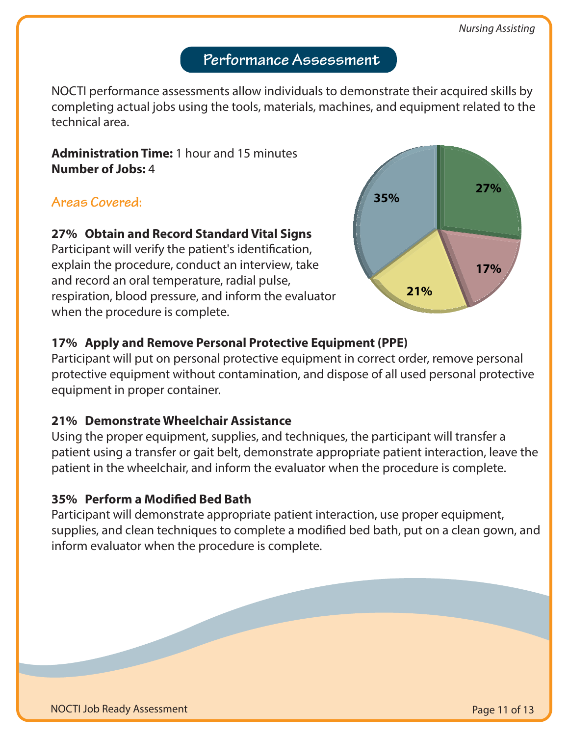## Performance Assessment

NOCTI performance assessments allow individuals to demonstrate their acquired skills by completing actual jobs using the tools, materials, machines, and equipment related to the technical area.

**Administration Time:** 1 hour and 15 minutes
**Number of Jobs:** 4

### Areas Covered:

**27% Obtain and Record Standard Vital Signs**
Participant will verify the patient's identification, explain the procedure, conduct an interview, take and record an oral temperature, radial pulse, respiration, blood pressure, and inform the evaluator when the procedure is complete.

**17% Apply and Remove Personal Protective Equipment (PPE)**
Participant will put on personal protective equipment in correct order, remove personal protective equipment without contamination, and dispose of all used personal protective equipment in proper container.

**21% Demonstrate Wheelchair Assistance**
Using the proper equipment, supplies, and techniques, the participant will transfer a patient using a transfer or gait belt, demonstrate appropriate patient interaction, leave the patient in the wheelchair, and inform the evaluator when the procedure is complete.

**35% Perform a Modified Bed Bath**
Participant will demonstrate appropriate patient interaction, use proper equipment, supplies, and clean techniques to complete a modified bed bath, put on a clean gown, and inform evaluator when the procedure is complete.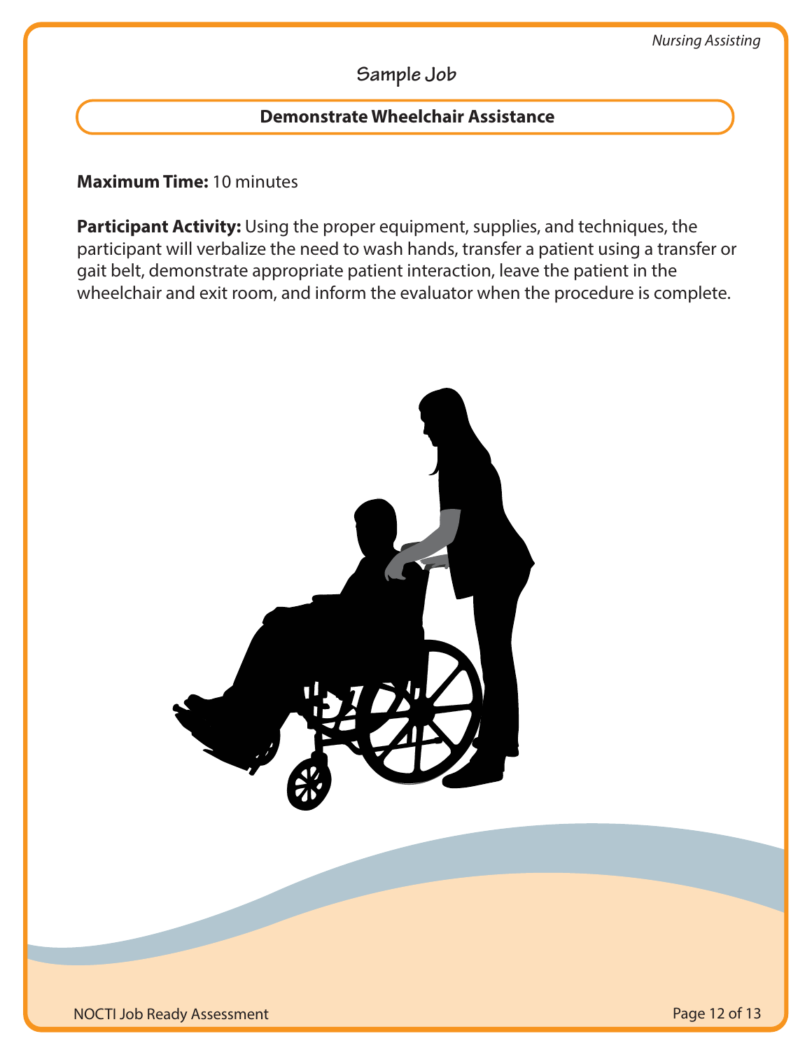## Sample Job

### Demonstrate Wheelchair Assistance

**Maximum Time:** 10 minutes

**Participant Activity:** Using the proper equipment, supplies, and techniques, the participant will verbalize the need to wash hands, transfer a patient using a transfer or gait belt, demonstrate appropriate patient interaction, leave the patient in the wheelchair and exit room, and inform the evaluator when the procedure is complete.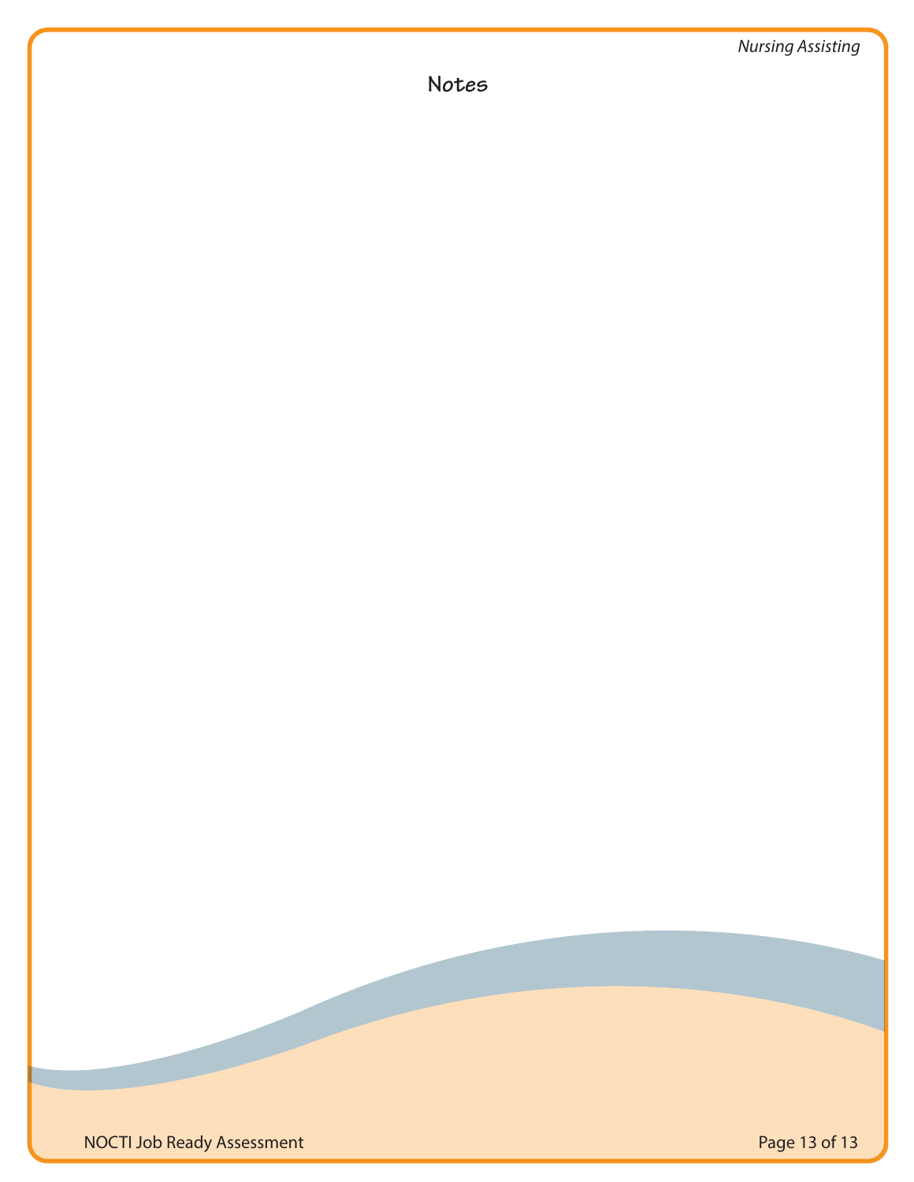# Notes